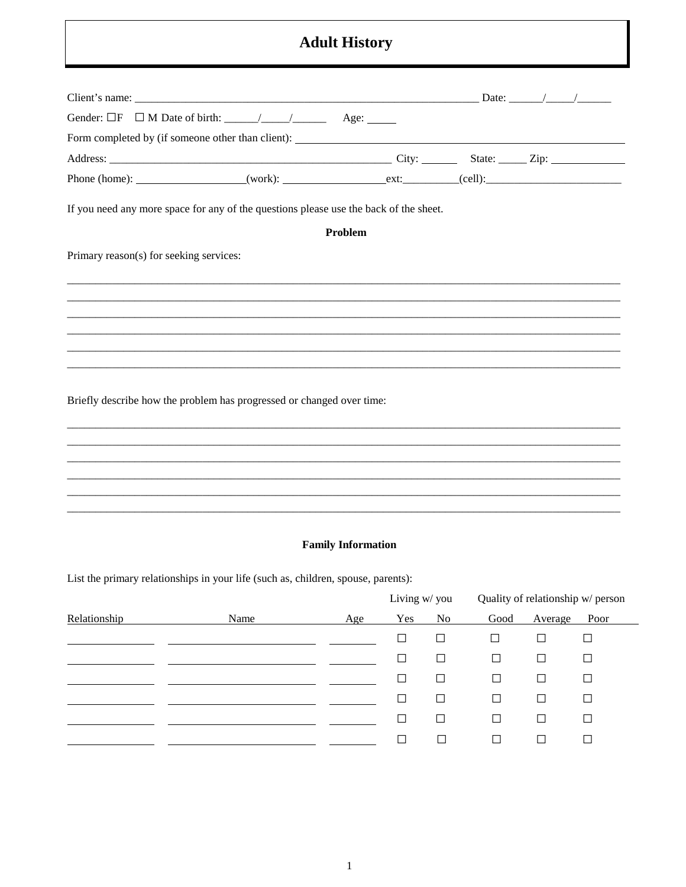# Adult History

Client's name: ______________________________________________________________ Date: ______/_____/______

Gender: ☐F ☐ M Date of birth: ______/_____/______ Age: _____

Form completed by (if someone other than client): ____________________________________________________________

Address: ____________________________________________________ City: ______ State: _____ Zip: _____________

Phone (home): ___________________(work): __________________ext:__________(cell):_________________________

If you need any more space for any of the questions please use the back of the sheet.

## Problem

Primary reason(s) for seeking services:

____________________________________________________________________________________________________

____________________________________________________________________________________________________

____________________________________________________________________________________________________

____________________________________________________________________________________________________

____________________________________________________________________________________________________

____________________________________________________________________________________________________

Briefly describe how the problem has progressed or changed over time:

____________________________________________________________________________________________________

____________________________________________________________________________________________________

____________________________________________________________________________________________________

____________________________________________________________________________________________________

____________________________________________________________________________________________________

____________________________________________________________________________________________________

## Family Information

List the primary relationships in your life (such as, children, spouse, parents):

| | | | Living w/ you | | Quality of relationship w/ person | | |
|---|---|---|---|---|---|---|---|
| Relationship | Name | Age | Yes | No | Good | Average | Poor |
| | | | ☐ | ☐ | ☐ | ☐ | ☐ |
| | | | ☐ | ☐ | ☐ | ☐ | ☐ |
| | | | ☐ | ☐ | ☐ | ☐ | ☐ |
| | | | ☐ | ☐ | ☐ | ☐ | ☐ |
| | | | ☐ | ☐ | ☐ | ☐ | ☐ |
| | | | ☐ | ☐ | ☐ | ☐ | ☐ |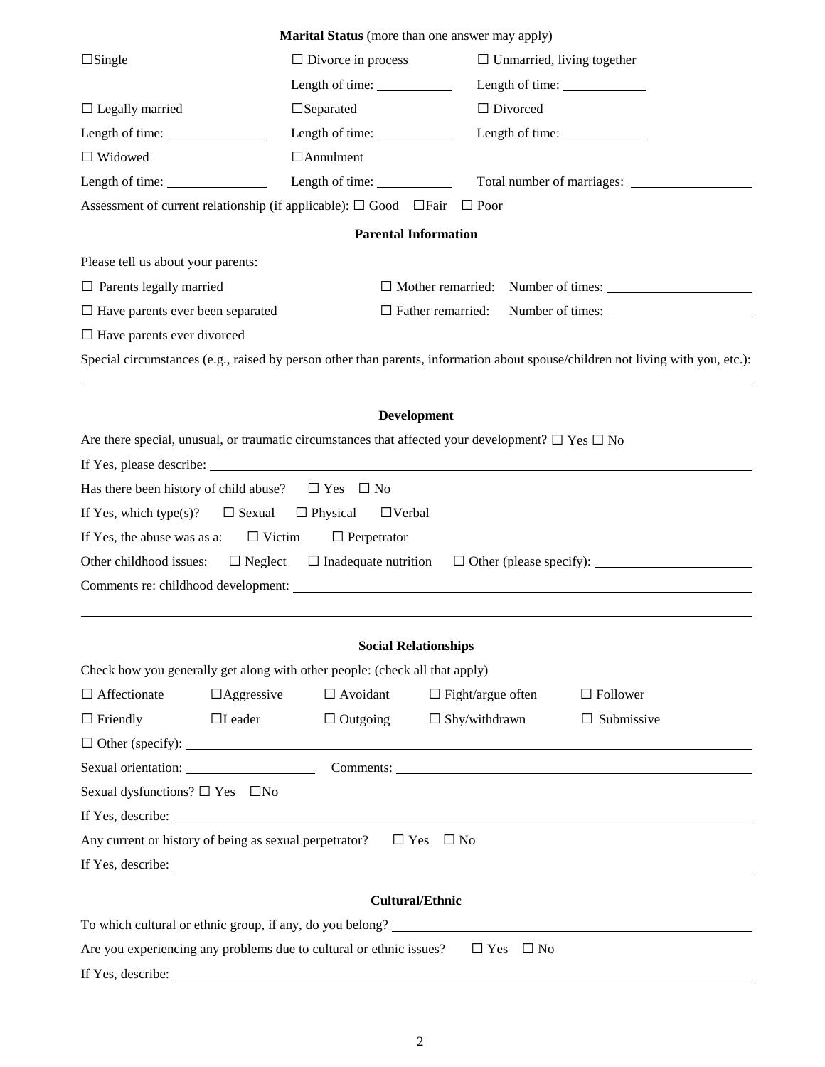**Marital Status** (more than one answer may apply)

| | | |
|---|---|---|
| ☐ Single | ☐ Divorce in process | ☐ Unmarried, living together |
| | Length of time: ________ | Length of time: ________ |
| ☐ Legally married | ☐ Separated | ☐ Divorced |
| Length of time: ________ | Length of time: ________ | Length of time: ________ |
| ☐ Widowed | ☐ Annulment | |
| Length of time: ________ | Length of time: ________ | Total number of marriages: ________ |

Assessment of current relationship (if applicable): ☐ Good ☐ Fair ☐ Poor

### Parental Information

Please tell us about your parents:

☐ Parents legally married                ☐ Mother remarried: Number of times: ________

☐ Have parents ever been separated       ☐ Father remarried: Number of times: ________

☐ Have parents ever divorced

Special circumstances (e.g., raised by person other than parents, information about spouse/children not living with you, etc.):

____________________________________________________________

### Development

Are there special, unusual, or traumatic circumstances that affected your development? ☐ Yes ☐ No

If Yes, please describe: ____________________________________________________________

Has there been history of child abuse? ☐ Yes ☐ No

If Yes, which type(s)? ☐ Sexual ☐ Physical ☐ Verbal

If Yes, the abuse was as a: ☐ Victim ☐ Perpetrator

Other childhood issues: ☐ Neglect ☐ Inadequate nutrition ☐ Other (please specify): ________

Comments re: childhood development: ____________________________________________________________

____________________________________________________________

### Social Relationships

Check how you generally get along with other people: (check all that apply)

| | | | | |
|---|---|---|---|---|
| ☐ Affectionate | ☐ Aggressive | ☐ Avoidant | ☐ Fight/argue often | ☐ Follower |
| ☐ Friendly | ☐ Leader | ☐ Outgoing | ☐ Shy/withdrawn | ☐ Submissive |

☐ Other (specify): ____________________________________________________________

Sexual orientation: ________ Comments: ____________________________________________

Sexual dysfunctions? ☐ Yes ☐ No

If Yes, describe: ____________________________________________________________

Any current or history of being as sexual perpetrator? ☐ Yes ☐ No

If Yes, describe: ____________________________________________________________

### Cultural/Ethnic

To which cultural or ethnic group, if any, do you belong? ____________________________________________

Are you experiencing any problems due to cultural or ethnic issues? ☐ Yes ☐ No

If Yes, describe: ____________________________________________________________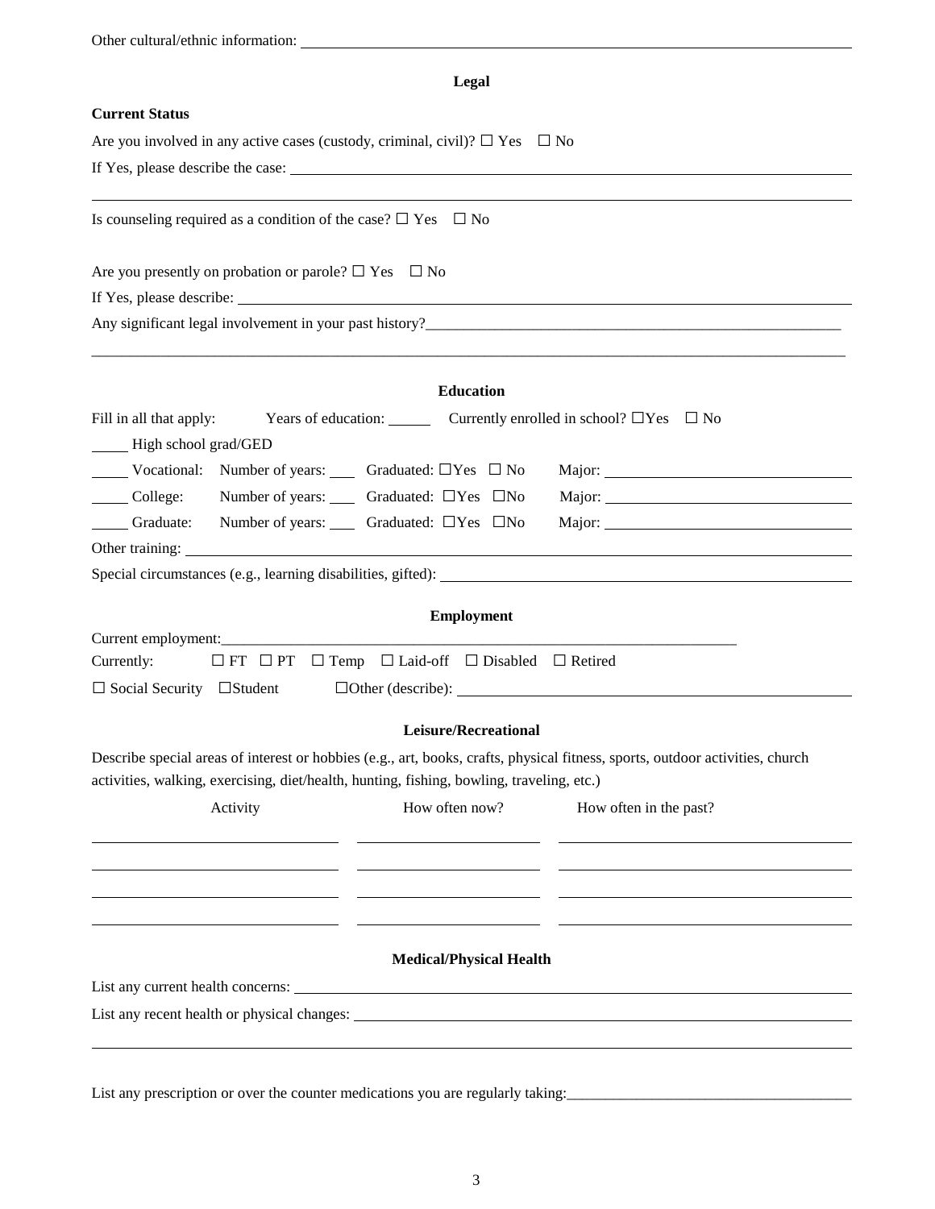Other cultural/ethnic information: ______________________________________________

## Legal

**Current Status**

Are you involved in any active cases (custody, criminal, civil)? ☐ Yes ☐ No

If Yes, please describe the case: ______________________________________________

______________________________________________

Is counseling required as a condition of the case? ☐ Yes ☐ No

Are you presently on probation or parole? ☐ Yes ☐ No

If Yes, please describe: ______________________________________________

Any significant legal involvement in your past history?______________________________________________

______________________________________________

## Education

Fill in all that apply: Years of education: ______ Currently enrolled in school? ☐Yes ☐ No

_____ High school grad/GED

_____ Vocational: Number of years: ____ Graduated: ☐Yes ☐ No Major: ____________________

_____ College: Number of years: ____ Graduated: ☐Yes ☐No Major: ____________________

_____ Graduate: Number of years: ____ Graduated: ☐Yes ☐No Major: ____________________

Other training: ______________________________________________

Special circumstances (e.g., learning disabilities, gifted): ______________________________________________

## Employment

Current employment:______________________________________________

Currently: ☐ FT ☐ PT ☐ Temp ☐ Laid-off ☐ Disabled ☐ Retired

☐ Social Security ☐Student ☐Other (describe): ______________________________________________

## Leisure/Recreational

Describe special areas of interest or hobbies (e.g., art, books, crafts, physical fitness, sports, outdoor activities, church activities, walking, exercising, diet/health, hunting, fishing, bowling, traveling, etc.)

| Activity | How often now? | How often in the past? |
|---|---|---|
| | | |
| | | |
| | | |
| | | |

## Medical/Physical Health

List any current health concerns: ______________________________________________

List any recent health or physical changes: ______________________________________________

______________________________________________

List any prescription or over the counter medications you are regularly taking:______________________________________________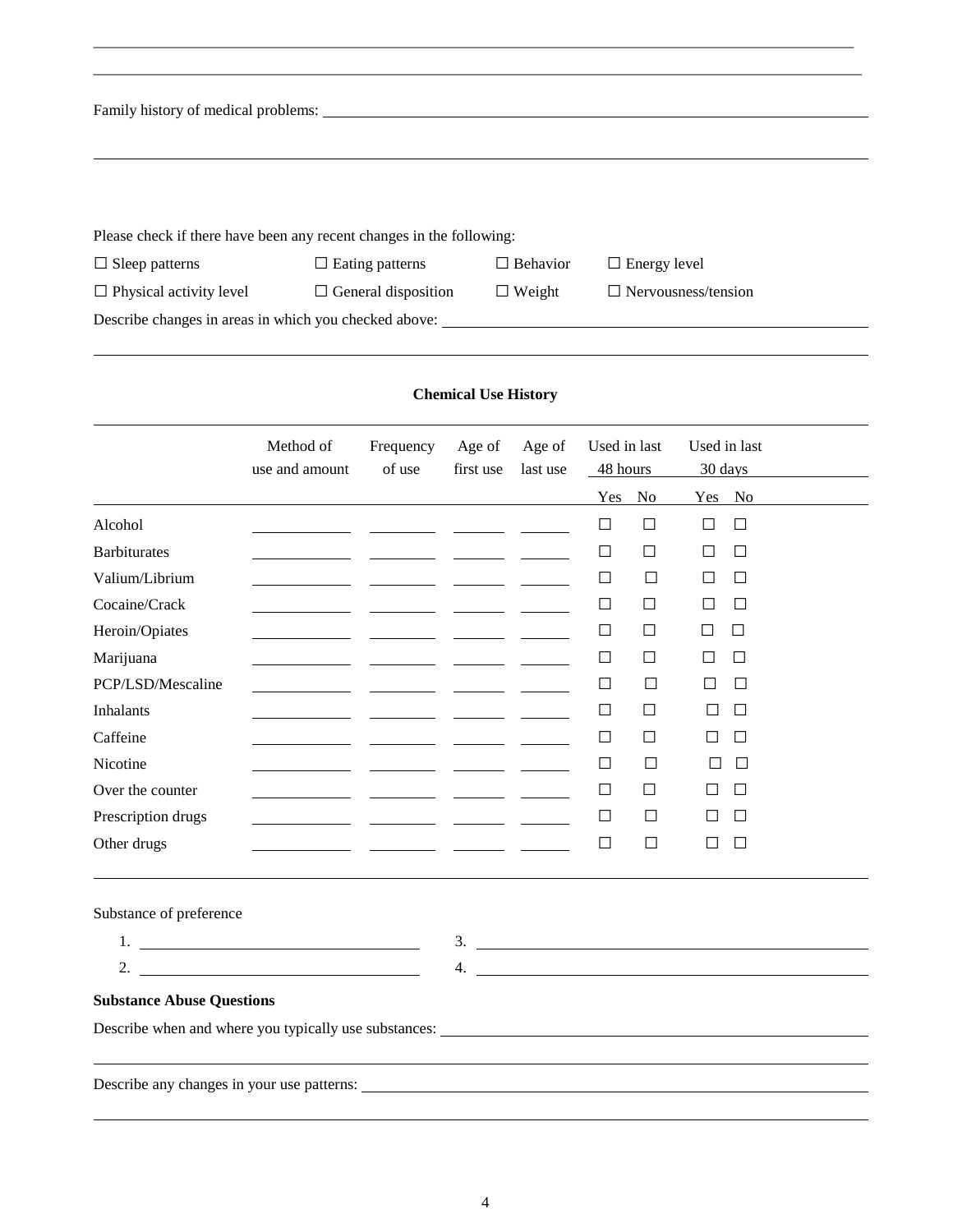Family history of medical problems: ______________________________________________

_____________________________________________________________________________

Please check if there have been any recent changes in the following:

☐ Sleep patterns ☐ Eating patterns ☐ Behavior ☐ Energy level

☐ Physical activity level ☐ General disposition ☐ Weight ☐ Nervousness/tension

Describe changes in areas in which you checked above: ____________________________

_____________________________________________________________________________

**Chemical Use History**

| | Method of use and amount | Frequency of use | Age of first use | Age of last use | Used in last 48 hours | | Used in last 30 days | |
|---|---|---|---|---|---|---|---|---|
| | | | | | Yes | No | Yes | No |
| Alcohol | ______ | ______ | ______ | ______ | ☐ | ☐ | ☐ | ☐ |
| Barbiturates | ______ | ______ | ______ | ______ | ☐ | ☐ | ☐ | ☐ |
| Valium/Librium | ______ | ______ | ______ | ______ | ☐ | ☐ | ☐ | ☐ |
| Cocaine/Crack | ______ | ______ | ______ | ______ | ☐ | ☐ | ☐ | ☐ |
| Heroin/Opiates | ______ | ______ | ______ | ______ | ☐ | ☐ | ☐ | ☐ |
| Marijuana | ______ | ______ | ______ | ______ | ☐ | ☐ | ☐ | ☐ |
| PCP/LSD/Mescaline | ______ | ______ | ______ | ______ | ☐ | ☐ | ☐ | ☐ |
| Inhalants | ______ | ______ | ______ | ______ | ☐ | ☐ | ☐ | ☐ |
| Caffeine | ______ | ______ | ______ | ______ | ☐ | ☐ | ☐ | ☐ |
| Nicotine | ______ | ______ | ______ | ______ | ☐ | ☐ | ☐ | ☐ |
| Over the counter | ______ | ______ | ______ | ______ | ☐ | ☐ | ☐ | ☐ |
| Prescription drugs | ______ | ______ | ______ | ______ | ☐ | ☐ | ☐ | ☐ |
| Other drugs | ______ | ______ | ______ | ______ | ☐ | ☐ | ☐ | ☐ |

Substance of preference

1. ______________________ 3. ______________________
2. ______________________ 4. ______________________

**Substance Abuse Questions**

Describe when and where you typically use substances: ____________________________

_____________________________________________________________________________

Describe any changes in your use patterns: ______________________________________

_____________________________________________________________________________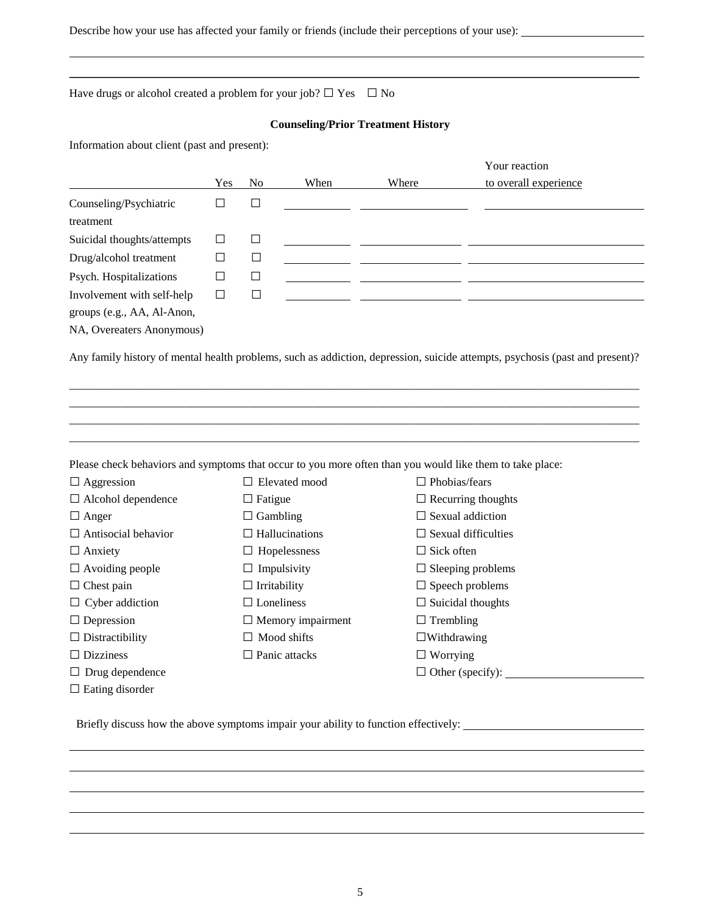Describe how your use has affected your family or friends (include their perceptions of your use): ______________________

______________________________________________________________________________________

______________________________________________________________________________________

Have drugs or alcohol created a problem for your job? ☐ Yes ☐ No

**Counseling/Prior Treatment History**

Information about client (past and present):

| | Yes | No | When | Where | Your reaction to overall experience |
|---|---|---|---|---|---|
| Counseling/Psychiatric treatment | ☐ | ☐ | ________ | ____________ | ________________ |
| Suicidal thoughts/attempts | ☐ | ☐ | ________ | ____________ | ________________ |
| Drug/alcohol treatment | ☐ | ☐ | ________ | ____________ | ________________ |
| Psych. Hospitalizations | ☐ | ☐ | ________ | ____________ | ________________ |
| Involvement with self-help groups (e.g., AA, Al-Anon, NA, Overeaters Anonymous) | ☐ | ☐ | ________ | ____________ | ________________ |

Any family history of mental health problems, such as addiction, depression, suicide attempts, psychosis (past and present)?

______________________________________________________________________________________

______________________________________________________________________________________

______________________________________________________________________________________

______________________________________________________________________________________

Please check behaviors and symptoms that occur to you more often than you would like them to take place:

| | | |
|---|---|---|
| ☐ Aggression | ☐ Elevated mood | ☐ Phobias/fears |
| ☐ Alcohol dependence | ☐ Fatigue | ☐ Recurring thoughts |
| ☐ Anger | ☐ Gambling | ☐ Sexual addiction |
| ☐ Antisocial behavior | ☐ Hallucinations | ☐ Sexual difficulties |
| ☐ Anxiety | ☐ Hopelessness | ☐ Sick often |
| ☐ Avoiding people | ☐ Impulsivity | ☐ Sleeping problems |
| ☐ Chest pain | ☐ Irritability | ☐ Speech problems |
| ☐ Cyber addiction | ☐ Loneliness | ☐ Suicidal thoughts |
| ☐ Depression | ☐ Memory impairment | ☐ Trembling |
| ☐ Distractibility | ☐ Mood shifts | ☐ Withdrawing |
| ☐ Dizziness | ☐ Panic attacks | ☐ Worrying |
| ☐ Drug dependence | | ☐ Other (specify): ________________ |
| ☐ Eating disorder | | |

Briefly discuss how the above symptoms impair your ability to function effectively: ______________________

______________________________________________________________________________________

______________________________________________________________________________________

______________________________________________________________________________________

______________________________________________________________________________________

______________________________________________________________________________________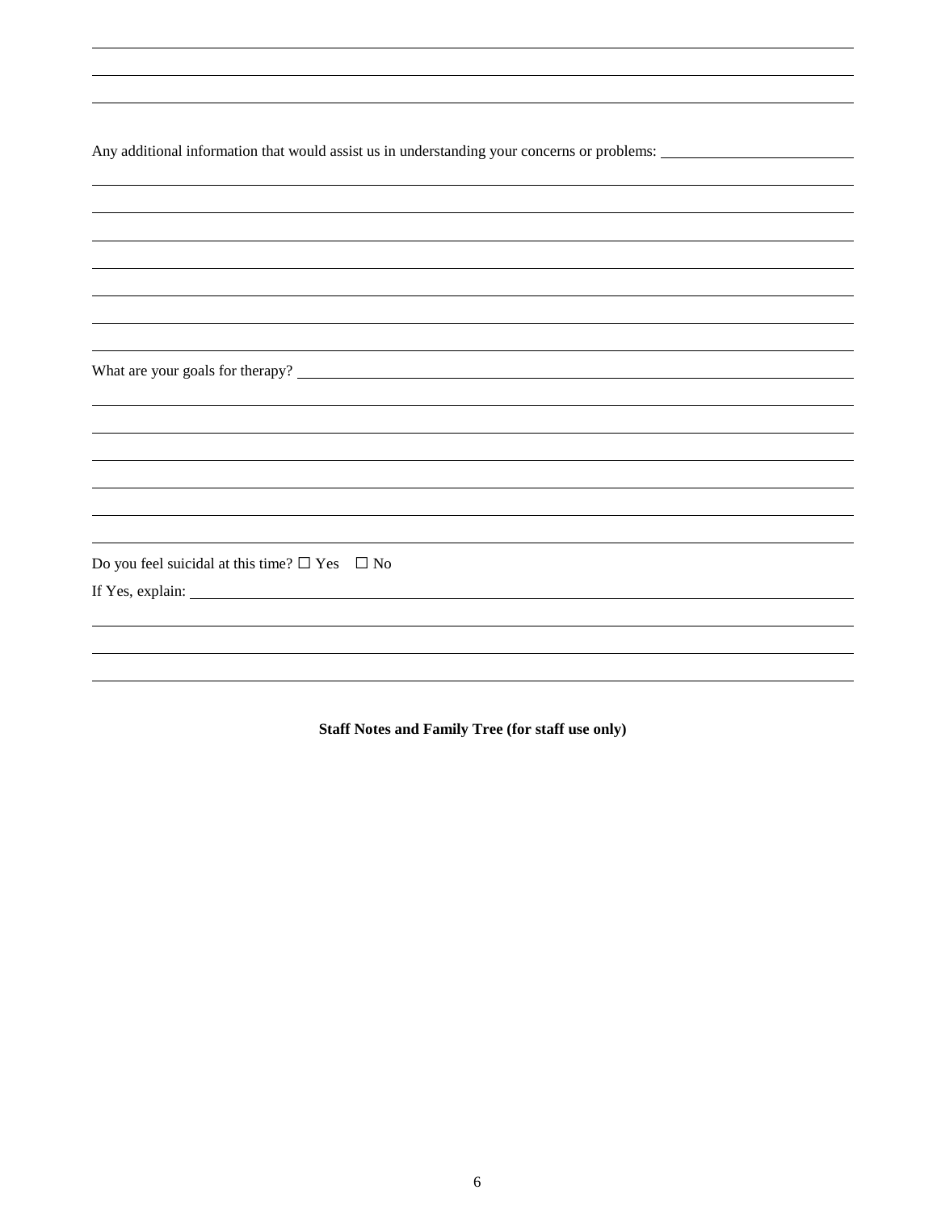Any additional information that would assist us in understanding your concerns or problems: ______________________

What are your goals for therapy? ______________________

Do you feel suicidal at this time? ☐ Yes ☐ No

If Yes, explain: ______________________

**Staff Notes and Family Tree (for staff use only)**